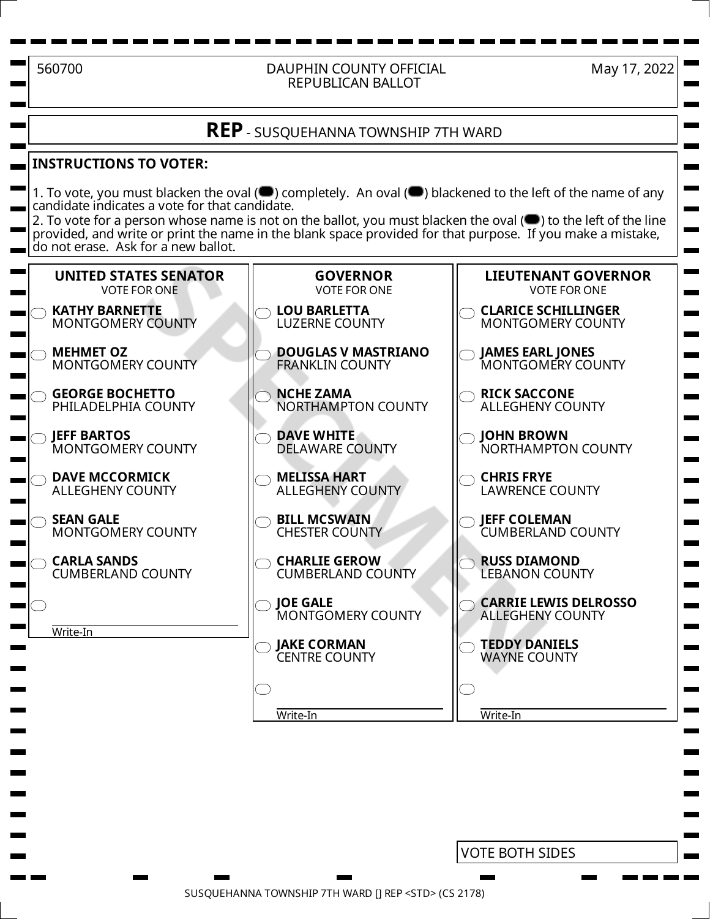560700

DAUPHIN COUNTY OFFICIAL
REPUBLICAN BALLOT

May 17, 2022

# REP - SUSQUEHANNA TOWNSHIP 7TH WARD

**INSTRUCTIONS TO VOTER:**

1. To vote, you must blacken the oval (⬬) completely. An oval (⬬) blackened to the left of the name of any candidate indicates a vote for that candidate.
2. To vote for a person whose name is not on the ballot, you must blacken the oval (⬬) to the left of the line provided, and write or print the name in the blank space provided for that purpose. If you make a mistake, do not erase. Ask for a new ballot.

## UNITED STATES SENATOR
VOTE FOR ONE

- **KATHY BARNETTE** MONTGOMERY COUNTY
- **MEHMET OZ** MONTGOMERY COUNTY
- **GEORGE BOCHETTO** PHILADELPHIA COUNTY
- **JEFF BARTOS** MONTGOMERY COUNTY
- **DAVE MCCORMICK** ALLEGHENY COUNTY
- **SEAN GALE** MONTGOMERY COUNTY
- **CARLA SANDS** CUMBERLAND COUNTY
- Write-In

## GOVERNOR
VOTE FOR ONE

- **LOU BARLETTA** LUZERNE COUNTY
- **DOUGLAS V MASTRIANO** FRANKLIN COUNTY
- **NCHE ZAMA** NORTHAMPTON COUNTY
- **DAVE WHITE** DELAWARE COUNTY
- **MELISSA HART** ALLEGHENY COUNTY
- **BILL MCSWAIN** CHESTER COUNTY
- **CHARLIE GEROW** CUMBERLAND COUNTY
- **JOE GALE** MONTGOMERY COUNTY
- **JAKE CORMAN** CENTRE COUNTY
- Write-In

## LIEUTENANT GOVERNOR
VOTE FOR ONE

- **CLARICE SCHILLINGER** MONTGOMERY COUNTY
- **JAMES EARL JONES** MONTGOMERY COUNTY
- **RICK SACCONE** ALLEGHENY COUNTY
- **JOHN BROWN** NORTHAMPTON COUNTY
- **CHRIS FRYE** LAWRENCE COUNTY
- **JEFF COLEMAN** CUMBERLAND COUNTY
- **RUSS DIAMOND** LEBANON COUNTY
- **CARRIE LEWIS DELROSSO** ALLEGHENY COUNTY
- **TEDDY DANIELS** WAYNE COUNTY
- Write-In

VOTE BOTH SIDES

SUSQUEHANNA TOWNSHIP 7TH WARD [] REP <STD> (CS 2178)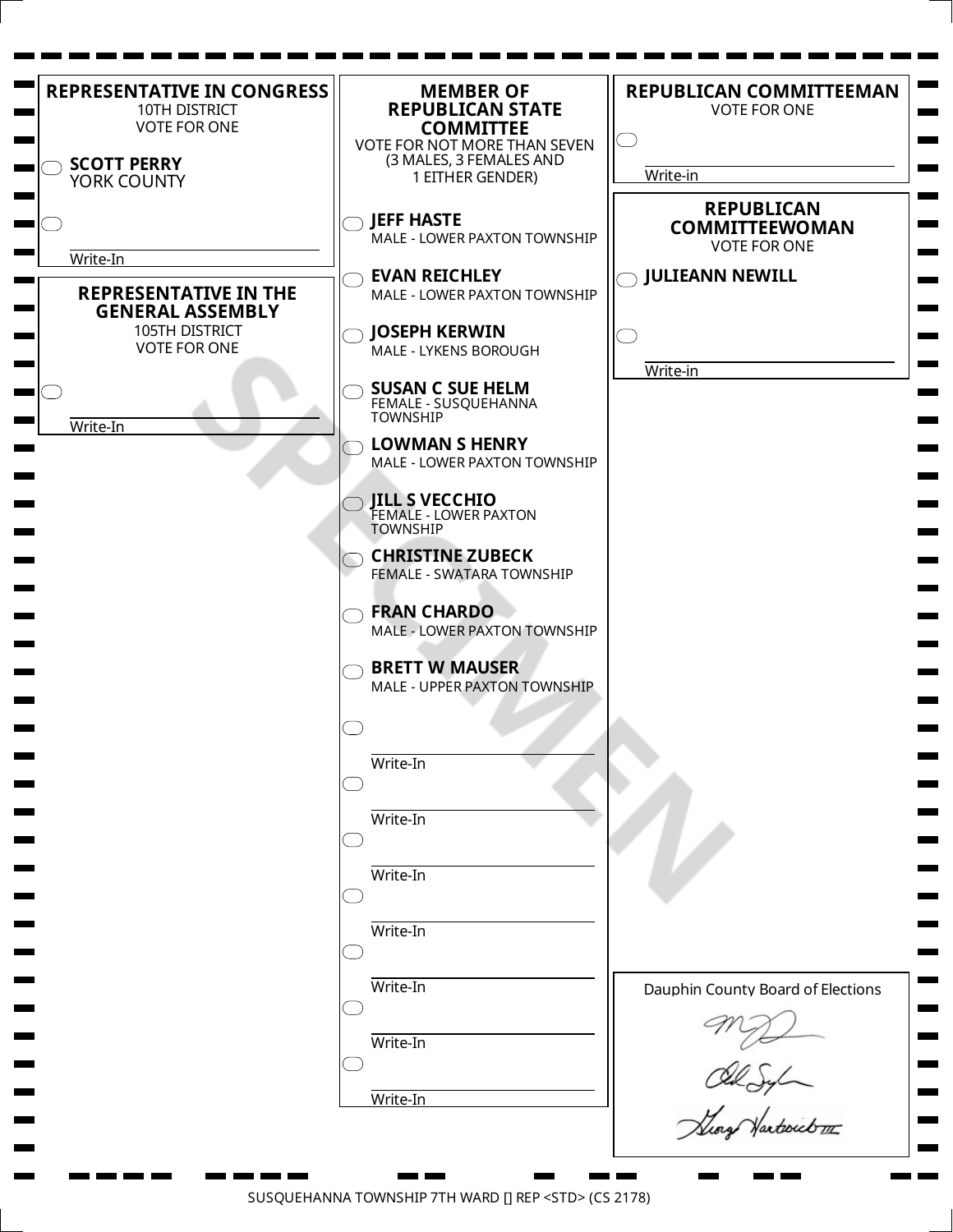## REPRESENTATIVE IN CONGRESS
10TH DISTRICT
VOTE FOR ONE

- SCOTT PERRY
  YORK COUNTY
- Write-In

## REPRESENTATIVE IN THE GENERAL ASSEMBLY
105TH DISTRICT
VOTE FOR ONE

- Write-In

## MEMBER OF REPUBLICAN STATE COMMITTEE
VOTE FOR NOT MORE THAN SEVEN
(3 MALES, 3 FEMALES AND 1 EITHER GENDER)

- JEFF HASTE
  MALE - LOWER PAXTON TOWNSHIP
- EVAN REICHLEY
  MALE - LOWER PAXTON TOWNSHIP
- JOSEPH KERWIN
  MALE - LYKENS BOROUGH
- SUSAN C SUE HELM
  FEMALE - SUSQUEHANNA TOWNSHIP
- LOWMAN S HENRY
  MALE - LOWER PAXTON TOWNSHIP
- JILL S VECCHIO
  FEMALE - LOWER PAXTON TOWNSHIP
- CHRISTINE ZUBECK
  FEMALE - SWATARA TOWNSHIP
- FRAN CHARDO
  MALE - LOWER PAXTON TOWNSHIP
- BRETT W MAUSER
  MALE - UPPER PAXTON TOWNSHIP
- Write-In
- Write-In
- Write-In
- Write-In
- Write-In
- Write-In
- Write-In

## REPUBLICAN COMMITTEEMAN
VOTE FOR ONE

- Write-in

## REPUBLICAN COMMITTEEWOMAN
VOTE FOR ONE

- JULIEANN NEWILL
- Write-in

Dauphin County Board of Elections

SPECIMEN

SUSQUEHANNA TOWNSHIP 7TH WARD [] REP <STD> (CS 2178)